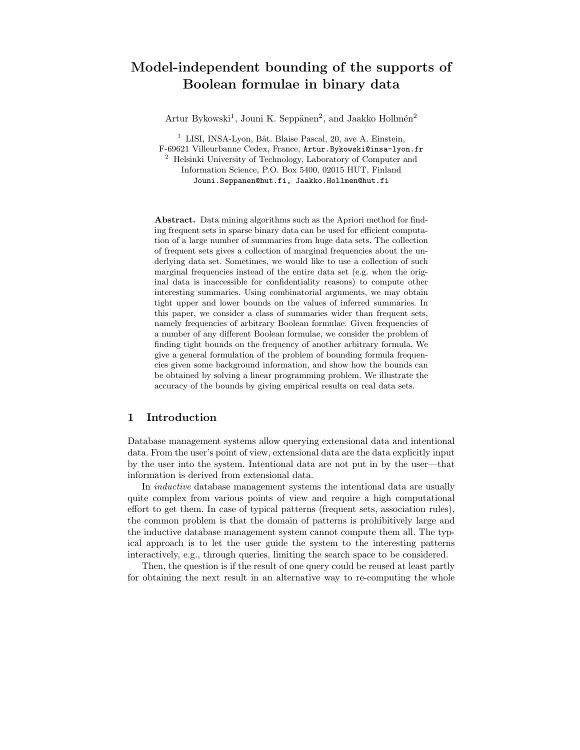# Model-independent bounding of the supports of Boolean formulae in binary data

Artur Bykowski[1], Jouni K. Seppänen[2], and Jaakko Hollmén[2]

[1] LISI, INSA-Lyon, Bât. Blaise Pascal, 20, ave A. Einstein, F-69621 Villeurbanne Cedex, France, `Artur.Bykowski@insa-lyon.fr`

[2] Helsinki University of Technology, Laboratory of Computer and Information Science, P.O. Box 5400, 02015 HUT, Finland `Jouni.Seppanen@hut.fi, Jaakko.Hollmen@hut.fi`

**Abstract.** Data mining algorithms such as the Apriori method for finding frequent sets in sparse binary data can be used for efficient computation of a large number of summaries from huge data sets. The collection of frequent sets gives a collection of marginal frequencies about the underlying data set. Sometimes, we would like to use a collection of such marginal frequencies instead of the entire data set (e.g. when the original data is inaccessible for confidentiality reasons) to compute other interesting summaries. Using combinatorial arguments, we may obtain tight upper and lower bounds on the values of inferred summaries. In this paper, we consider a class of summaries wider than frequent sets, namely frequencies of arbitrary Boolean formulae. Given frequencies of a number of any different Boolean formulae, we consider the problem of finding tight bounds on the frequency of another arbitrary formula. We give a general formulation of the problem of bounding formula frequencies given some background information, and show how the bounds can be obtained by solving a linear programming problem. We illustrate the accuracy of the bounds by giving empirical results on real data sets.

## 1 Introduction

Database management systems allow querying extensional data and intentional data. From the user's point of view, extensional data are the data explicitly input by the user into the system. Intentional data are not put in by the user—that information is derived from extensional data.

In *inductive* database management systems the intentional data are usually quite complex from various points of view and require a high computational effort to get them. In case of typical patterns (frequent sets, association rules), the common problem is that the domain of patterns is prohibitively large and the inductive database management system cannot compute them all. The typical approach is to let the user guide the system to the interesting patterns interactively, e.g., through queries, limiting the search space to be considered.

Then, the question is if the result of one query could be reused at least partly for obtaining the next result in an alternative way to re-computing the whole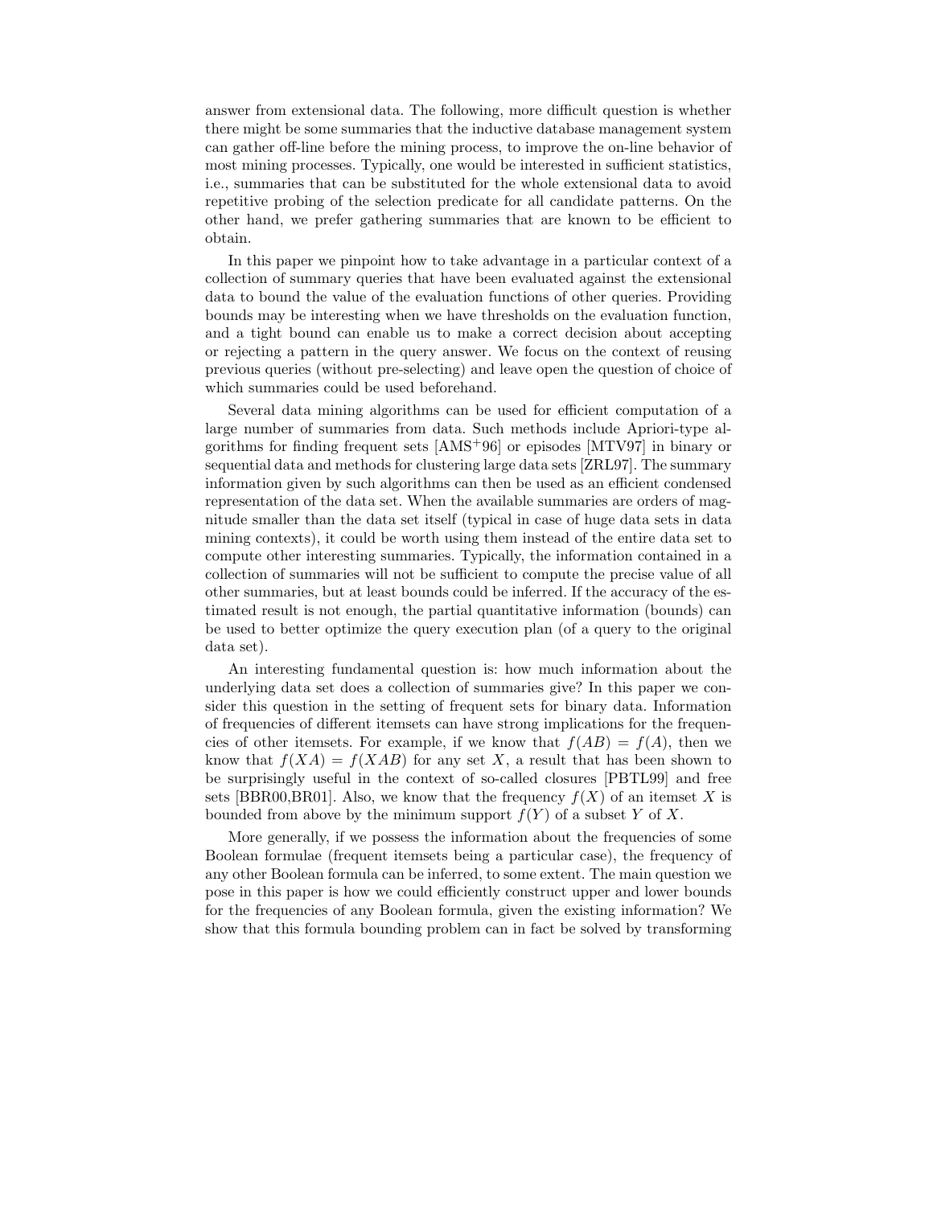answer from extensional data. The following, more difficult question is whether there might be some summaries that the inductive database management system can gather off-line before the mining process, to improve the on-line behavior of most mining processes. Typically, one would be interested in sufficient statistics, i.e., summaries that can be substituted for the whole extensional data to avoid repetitive probing of the selection predicate for all candidate patterns. On the other hand, we prefer gathering summaries that are known to be efficient to obtain.

In this paper we pinpoint how to take advantage in a particular context of a collection of summary queries that have been evaluated against the extensional data to bound the value of the evaluation functions of other queries. Providing bounds may be interesting when we have thresholds on the evaluation function, and a tight bound can enable us to make a correct decision about accepting or rejecting a pattern in the query answer. We focus on the context of reusing previous queries (without pre-selecting) and leave open the question of choice of which summaries could be used beforehand.

Several data mining algorithms can be used for efficient computation of a large number of summaries from data. Such methods include Apriori-type algorithms for finding frequent sets [AMS+96] or episodes [MTV97] in binary or sequential data and methods for clustering large data sets [ZRL97]. The summary information given by such algorithms can then be used as an efficient condensed representation of the data set. When the available summaries are orders of magnitude smaller than the data set itself (typical in case of huge data sets in data mining contexts), it could be worth using them instead of the entire data set to compute other interesting summaries. Typically, the information contained in a collection of summaries will not be sufficient to compute the precise value of all other summaries, but at least bounds could be inferred. If the accuracy of the estimated result is not enough, the partial quantitative information (bounds) can be used to better optimize the query execution plan (of a query to the original data set).

An interesting fundamental question is: how much information about the underlying data set does a collection of summaries give? In this paper we consider this question in the setting of frequent sets for binary data. Information of frequencies of different itemsets can have strong implications for the frequencies of other itemsets. For example, if we know that $f(AB) = f(A)$, then we know that $f(XA) = f(XAB)$ for any set $X$, a result that has been shown to be surprisingly useful in the context of so-called closures [PBTL99] and free sets [BBR00,BR01]. Also, we know that the frequency $f(X)$ of an itemset $X$ is bounded from above by the minimum support $f(Y)$ of a subset $Y$ of $X$.

More generally, if we possess the information about the frequencies of some Boolean formulae (frequent itemsets being a particular case), the frequency of any other Boolean formula can be inferred, to some extent. The main question we pose in this paper is how we could efficiently construct upper and lower bounds for the frequencies of any Boolean formula, given the existing information? We show that this formula bounding problem can in fact be solved by transforming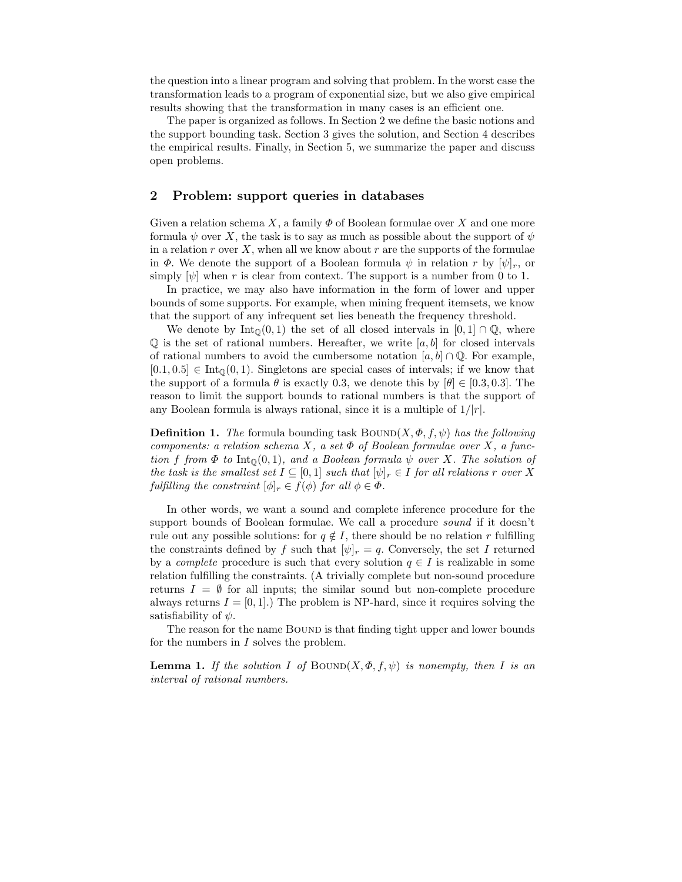the question into a linear program and solving that problem. In the worst case the transformation leads to a program of exponential size, but we also give empirical results showing that the transformation in many cases is an efficient one.

The paper is organized as follows. In Section 2 we define the basic notions and the support bounding task. Section 3 gives the solution, and Section 4 describes the empirical results. Finally, in Section 5, we summarize the paper and discuss open problems.

## 2 Problem: support queries in databases

Given a relation schema $X$, a family $\Phi$ of Boolean formulae over $X$ and one more formula $\psi$ over $X$, the task is to say as much as possible about the support of $\psi$ in a relation $r$ over $X$, when all we know about $r$ are the supports of the formulae in $\Phi$. We denote the support of a Boolean formula $\psi$ in relation $r$ by $[\psi]_r$, or simply $[\psi]$ when $r$ is clear from context. The support is a number from 0 to 1.

In practice, we may also have information in the form of lower and upper bounds of some supports. For example, when mining frequent itemsets, we know that the support of any infrequent set lies beneath the frequency threshold.

We denote by $\mathrm{Int}_{\mathbb{Q}}(0,1)$ the set of all closed intervals in $[0,1] \cap \mathbb{Q}$, where $\mathbb{Q}$ is the set of rational numbers. Hereafter, we write $[a,b]$ for closed intervals of rational numbers to avoid the cumbersome notation $[a,b] \cap \mathbb{Q}$. For example, $[0.1, 0.5] \in \mathrm{Int}_{\mathbb{Q}}(0,1)$. Singletons are special cases of intervals; if we know that the support of a formula $\theta$ is exactly 0.3, we denote this by $[\theta] \in [0.3, 0.3]$. The reason to limit the support bounds to rational numbers is that the support of any Boolean formula is always rational, since it is a multiple of $1/|r|$.

**Definition 1.** *The* formula bounding task $\textsc{Bound}(X, \Phi, f, \psi)$ *has the following components: a relation schema $X$, a set $\Phi$ of Boolean formulae over $X$, a function $f$ from $\Phi$ to $\mathrm{Int}_{\mathbb{Q}}(0,1)$, and a Boolean formula $\psi$ over $X$. The solution of the task is the smallest set $I \subseteq [0,1]$ such that $[\psi]_r \in I$ for all relations $r$ over $X$ fulfilling the constraint $[\phi]_r \in f(\phi)$ for all $\phi \in \Phi$.*

In other words, we want a sound and complete inference procedure for the support bounds of Boolean formulae. We call a procedure *sound* if it doesn't rule out any possible solutions: for $q \notin I$, there should be no relation $r$ fulfilling the constraints defined by $f$ such that $[\psi]_r = q$. Conversely, the set $I$ returned by a *complete* procedure is such that every solution $q \in I$ is realizable in some relation fulfilling the constraints. (A trivially complete but non-sound procedure returns $I = \emptyset$ for all inputs; the similar sound but non-complete procedure always returns $I = [0,1]$.) The problem is NP-hard, since it requires solving the satisfiability of $\psi$.

The reason for the name $\textsc{Bound}$ is that finding tight upper and lower bounds for the numbers in $I$ solves the problem.

**Lemma 1.** *If the solution $I$ of $\textsc{Bound}(X, \Phi, f, \psi)$ is nonempty, then $I$ is an interval of rational numbers.*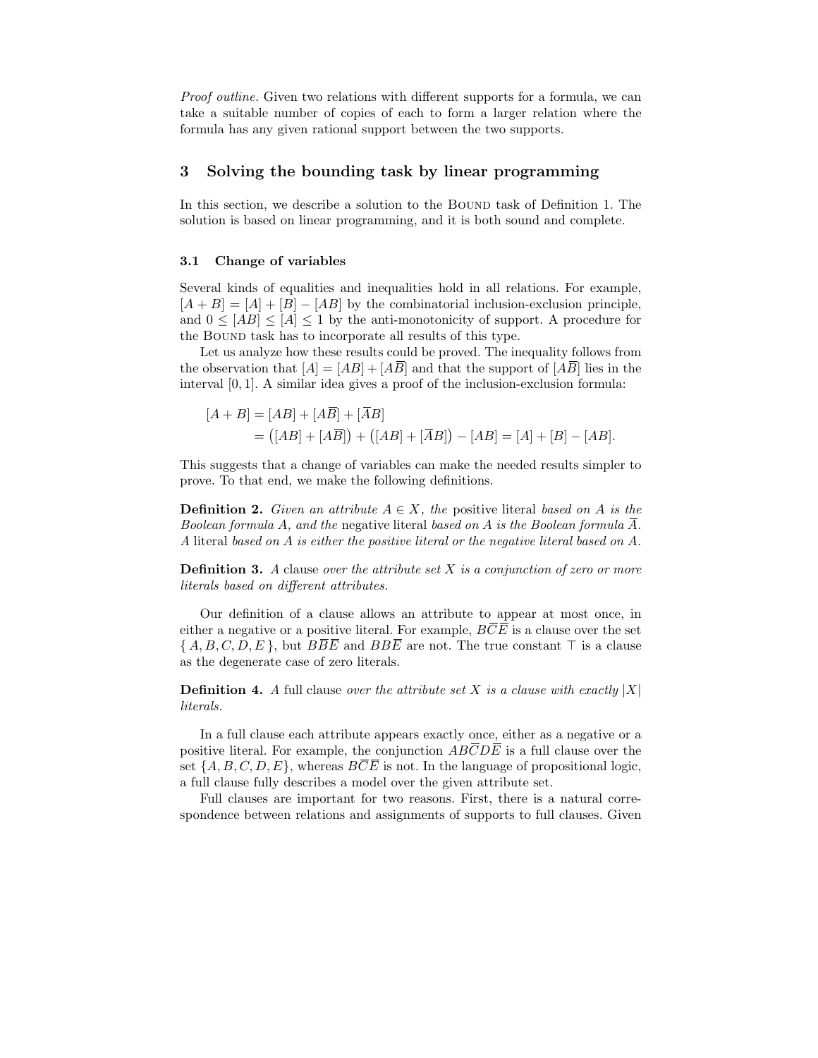*Proof outline.* Given two relations with different supports for a formula, we can take a suitable number of copies of each to form a larger relation where the formula has any given rational support between the two supports.

## 3 Solving the bounding task by linear programming

In this section, we describe a solution to the BOUND task of Definition 1. The solution is based on linear programming, and it is both sound and complete.

### 3.1 Change of variables

Several kinds of equalities and inequalities hold in all relations. For example, $[A + B] = [A] + [B] - [AB]$ by the combinatorial inclusion-exclusion principle, and $0 \leq [AB] \leq [A] \leq 1$ by the anti-monotonicity of support. A procedure for the BOUND task has to incorporate all results of this type.

Let us analyze how these results could be proved. The inequality follows from the observation that $[A] = [AB] + [A\overline{B}]$ and that the support of $[A\overline{B}]$ lies in the interval $[0, 1]$. A similar idea gives a proof of the inclusion-exclusion formula:

$$
\begin{aligned}
[A + B] &= [AB] + [A\overline{B}] + [\overline{A}B] \\
&= \big([AB] + [A\overline{B}]\big) + \big([AB] + [\overline{A}B]\big) - [AB] = [A] + [B] - [AB].
\end{aligned}
$$

This suggests that a change of variables can make the needed results simpler to prove. To that end, we make the following definitions.

**Definition 2.** *Given an attribute $A \in X$, the* positive literal *based on $A$ is the Boolean formula $A$, and the* negative literal *based on $A$ is the Boolean formula $\overline{A}$. A* literal *based on $A$ is either the positive literal or the negative literal based on $A$.*

**Definition 3.** *A* clause *over the attribute set $X$ is a conjunction of zero or more literals based on different attributes.*

Our definition of a clause allows an attribute to appear at most once, in either a negative or a positive literal. For example, $B\overline{C}\overline{E}$ is a clause over the set $\{A, B, C, D, E\}$, but $B\overline{B}\overline{E}$ and $BB\overline{E}$ are not. The true constant $\top$ is a clause as the degenerate case of zero literals.

**Definition 4.** *A* full clause *over the attribute set $X$ is a clause with exactly $|X|$ literals.*

In a full clause each attribute appears exactly once, either as a negative or a positive literal. For example, the conjunction $AB\overline{C}D\overline{E}$ is a full clause over the set $\{A, B, C, D, E\}$, whereas $B\overline{C}\overline{E}$ is not. In the language of propositional logic, a full clause fully describes a model over the given attribute set.

Full clauses are important for two reasons. First, there is a natural correspondence between relations and assignments of supports to full clauses. Given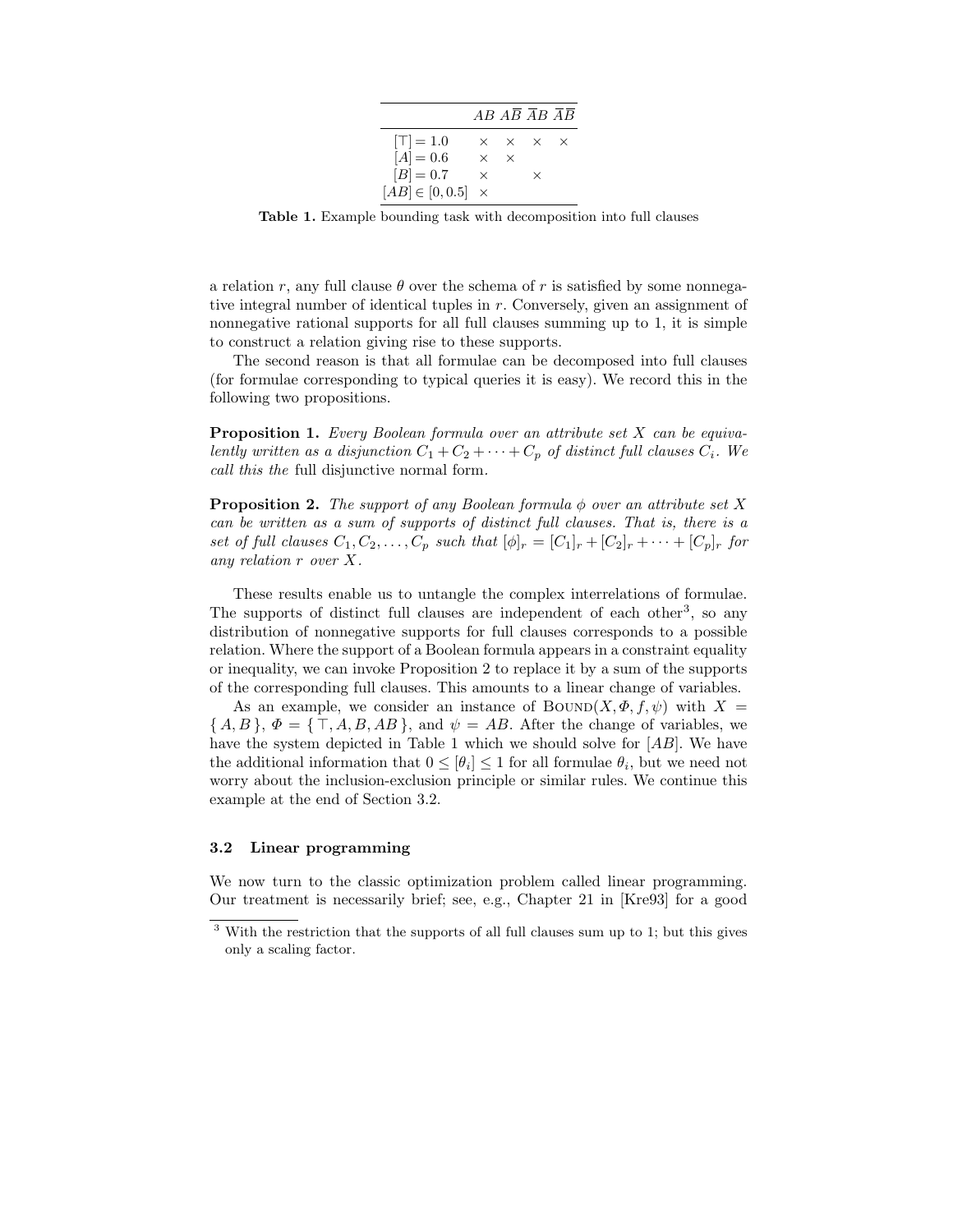|  | $AB$ | $A\overline{B}$ | $\overline{A}B$ | $\overline{AB}$ |
|---|---|---|---|---|
| $[\top] = 1.0$ | × | × | × | × |
| $[A] = 0.6$ | × | × |  |  |
| $[B] = 0.7$ | × |  | × |  |
| $[AB] \in [0, 0.5]$ | × |  |  |  |

**Table 1.** Example bounding task with decomposition into full clauses

a relation $r$, any full clause $\theta$ over the schema of $r$ is satisfied by some nonnegative integral number of identical tuples in $r$. Conversely, given an assignment of nonnegative rational supports for all full clauses summing up to 1, it is simple to construct a relation giving rise to these supports.

The second reason is that all formulae can be decomposed into full clauses (for formulae corresponding to typical queries it is easy). We record this in the following two propositions.

**Proposition 1.** *Every Boolean formula over an attribute set $X$ can be equivalently written as a disjunction $C_1 + C_2 + \cdots + C_p$ of distinct full clauses $C_i$. We call this the* full disjunctive normal form.

**Proposition 2.** *The support of any Boolean formula $\phi$ over an attribute set $X$ can be written as a sum of supports of distinct full clauses. That is, there is a set of full clauses $C_1, C_2, \ldots, C_p$ such that $[\phi]_r = [C_1]_r + [C_2]_r + \cdots + [C_p]_r$ for any relation $r$ over $X$.*

These results enable us to untangle the complex interrelations of formulae. The supports of distinct full clauses are independent of each other[3], so any distribution of nonnegative supports for full clauses corresponds to a possible relation. Where the support of a Boolean formula appears in a constraint equality or inequality, we can invoke Proposition 2 to replace it by a sum of the supports of the corresponding full clauses. This amounts to a linear change of variables.

As an example, we consider an instance of BOUND($X, \Phi, f, \psi$) with $X = \{ A, B \}$, $\Phi = \{ \top, A, B, AB \}$, and $\psi = AB$. After the change of variables, we have the system depicted in Table 1 which we should solve for $[AB]$. We have the additional information that $0 \leq [\theta_i] \leq 1$ for all formulae $\theta_i$, but we need not worry about the inclusion-exclusion principle or similar rules. We continue this example at the end of Section 3.2.

### 3.2 Linear programming

We now turn to the classic optimization problem called linear programming. Our treatment is necessarily brief; see, e.g., Chapter 21 in [Kre93] for a good

[3] With the restriction that the supports of all full clauses sum up to 1; but this gives only a scaling factor.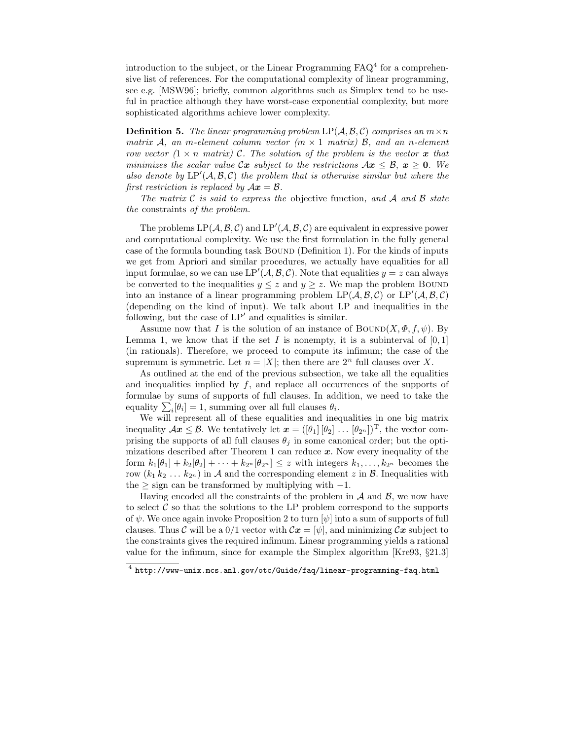introduction to the subject, or the Linear Programming FAQ[4] for a comprehensive list of references. For the computational complexity of linear programming, see e.g. [MSW96]; briefly, common algorithms such as Simplex tend to be useful in practice although they have worst-case exponential complexity, but more sophisticated algorithms achieve lower complexity.

**Definition 5.** *The linear programming problem* $\mathrm{LP}(\mathcal{A}, \mathcal{B}, \mathcal{C})$ *comprises an* $m \times n$ *matrix* $\mathcal{A}$*, an* $m$*-element column vector (*$m \times 1$ *matrix)* $\mathcal{B}$*, and an* $n$*-element row vector (*$1 \times n$ *matrix)* $\mathcal{C}$*. The solution of the problem is the vector* $\boldsymbol{x}$ *that minimizes the scalar value* $\mathcal{C}\boldsymbol{x}$ *subject to the restrictions* $\mathcal{A}\boldsymbol{x} \le \mathcal{B}$*,* $\boldsymbol{x} \ge \mathbf{0}$*. We also denote by* $\mathrm{LP}'(\mathcal{A}, \mathcal{B}, \mathcal{C})$ *the problem that is otherwise similar but where the first restriction is replaced by* $\mathcal{A}\boldsymbol{x} = \mathcal{B}$*.*

*The matrix* $\mathcal{C}$ *is said to express the* objective function*, and* $\mathcal{A}$ *and* $\mathcal{B}$ *state the* constraints *of the problem.*

The problems $\mathrm{LP}(\mathcal{A}, \mathcal{B}, \mathcal{C})$ and $\mathrm{LP}'(\mathcal{A}, \mathcal{B}, \mathcal{C})$ are equivalent in expressive power and computational complexity. We use the first formulation in the fully general case of the formula bounding task BOUND (Definition 1). For the kinds of inputs we get from Apriori and similar procedures, we actually have equalities for all input formulae, so we can use $\mathrm{LP}'(\mathcal{A}, \mathcal{B}, \mathcal{C})$. Note that equalities $y = z$ can always be converted to the inequalities $y \le z$ and $y \ge z$. We map the problem BOUND into an instance of a linear programming problem $\mathrm{LP}(\mathcal{A}, \mathcal{B}, \mathcal{C})$ or $\mathrm{LP}'(\mathcal{A}, \mathcal{B}, \mathcal{C})$ (depending on the kind of input). We talk about LP and inequalities in the following, but the case of $\mathrm{LP}'$ and equalities is similar.

Assume now that $I$ is the solution of an instance of $\mathrm{BOUND}(X, \Phi, f, \psi)$. By Lemma 1, we know that if the set $I$ is nonempty, it is a subinterval of $[0, 1]$ (in rationals). Therefore, we proceed to compute its infimum; the case of the supremum is symmetric. Let $n = |X|$; then there are $2^n$ full clauses over $X$.

As outlined at the end of the previous subsection, we take all the equalities and inequalities implied by $f$, and replace all occurrences of the supports of formulae by sums of supports of full clauses. In addition, we need to take the equality $\sum_i [\theta_i] = 1$, summing over all full clauses $\theta_i$.

We will represent all of these equalities and inequalities in one big matrix inequality $\mathcal{A}\boldsymbol{x} \le \mathcal{B}$. We tentatively let $\boldsymbol{x} = ([\theta_1]\,[\theta_2]\,\ldots\,[\theta_{2^n}])^{\mathrm{T}}$, the vector comprising the supports of all full clauses $\theta_j$ in some canonical order; but the optimizations described after Theorem 1 can reduce $\boldsymbol{x}$. Now every inequality of the form $k_1[\theta_1] + k_2[\theta_2] + \cdots + k_{2^n}[\theta_{2^n}] \le z$ with integers $k_1, \ldots, k_{2^n}$ becomes the row $(k_1\, k_2\, \ldots\, k_{2^n})$ in $\mathcal{A}$ and the corresponding element $z$ in $\mathcal{B}$. Inequalities with the $\ge$ sign can be transformed by multiplying with $-1$.

Having encoded all the constraints of the problem in $\mathcal{A}$ and $\mathcal{B}$, we now have to select $\mathcal{C}$ so that the solutions to the LP problem correspond to the supports of $\psi$. We once again invoke Proposition 2 to turn $[\psi]$ into a sum of supports of full clauses. Thus $\mathcal{C}$ will be a 0/1 vector with $\mathcal{C}\boldsymbol{x} = [\psi]$, and minimizing $\mathcal{C}\boldsymbol{x}$ subject to the constraints gives the required infimum. Linear programming yields a rational value for the infimum, since for example the Simplex algorithm [Kre93, §21.3]

[4] `http://www-unix.mcs.anl.gov/otc/Guide/faq/linear-programming-faq.html`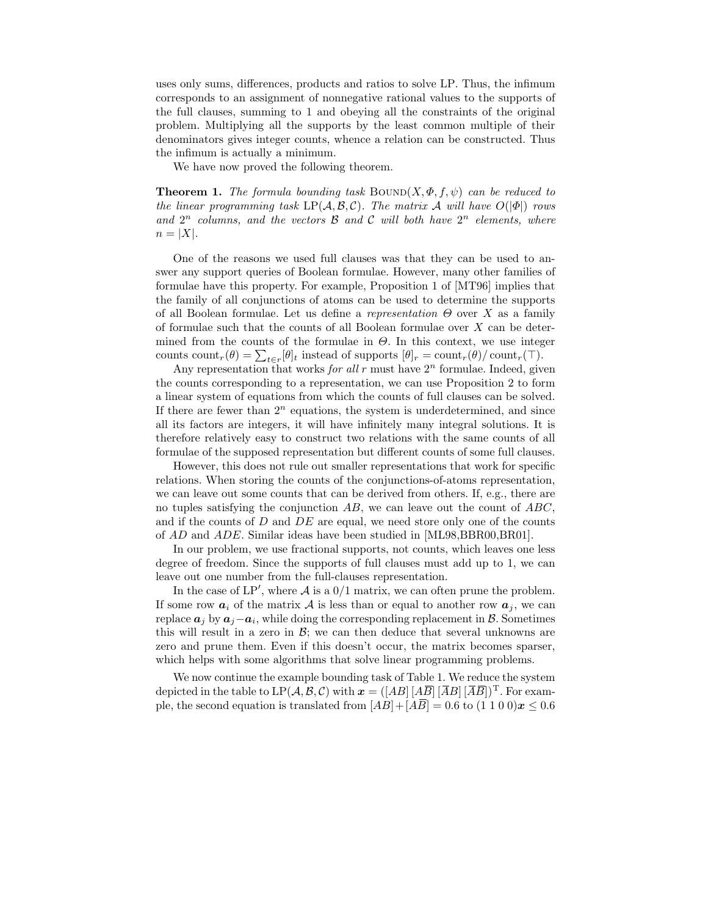uses only sums, differences, products and ratios to solve LP. Thus, the infimum corresponds to an assignment of nonnegative rational values to the supports of the full clauses, summing to 1 and obeying all the constraints of the original problem. Multiplying all the supports by the least common multiple of their denominators gives integer counts, whence a relation can be constructed. Thus the infimum is actually a minimum.

We have now proved the following theorem.

**Theorem 1.** *The formula bounding task* $\text{Bound}(X, \Phi, f, \psi)$ *can be reduced to the linear programming task* $\text{LP}(\mathcal{A}, \mathcal{B}, \mathcal{C})$*. The matrix* $\mathcal{A}$ *will have* $O(|\Phi|)$ *rows and* $2^n$ *columns, and the vectors* $\mathcal{B}$ *and* $\mathcal{C}$ *will both have* $2^n$ *elements, where* $n = |X|$*.*

One of the reasons we used full clauses was that they can be used to answer any support queries of Boolean formulae. However, many other families of formulae have this property. For example, Proposition 1 of [MT96] implies that the family of all conjunctions of atoms can be used to determine the supports of all Boolean formulae. Let us define a *representation* $\Theta$ over $X$ as a family of formulae such that the counts of all Boolean formulae over $X$ can be determined from the counts of the formulae in $\Theta$. In this context, we use integer counts $\text{count}_r(\theta) = \sum_{t \in r} [\theta]_t$ instead of supports $[\theta]_r = \text{count}_r(\theta)/\,\text{count}_r(\top)$.

Any representation that works *for all* $r$ must have $2^n$ formulae. Indeed, given the counts corresponding to a representation, we can use Proposition 2 to form a linear system of equations from which the counts of full clauses can be solved. If there are fewer than $2^n$ equations, the system is underdetermined, and since all its factors are integers, it will have infinitely many integral solutions. It is therefore relatively easy to construct two relations with the same counts of all formulae of the supposed representation but different counts of some full clauses.

However, this does not rule out smaller representations that work for specific relations. When storing the counts of the conjunctions-of-atoms representation, we can leave out some counts that can be derived from others. If, e.g., there are no tuples satisfying the conjunction $AB$, we can leave out the count of $ABC$, and if the counts of $D$ and $DE$ are equal, we need store only one of the counts of $AD$ and $ADE$. Similar ideas have been studied in [ML98,BBR00,BR01].

In our problem, we use fractional supports, not counts, which leaves one less degree of freedom. Since the supports of full clauses must add up to 1, we can leave out one number from the full-clauses representation.

In the case of $\text{LP}'$, where $\mathcal{A}$ is a $0/1$ matrix, we can often prune the problem. If some row $\boldsymbol{a}_i$ of the matrix $\mathcal{A}$ is less than or equal to another row $\boldsymbol{a}_j$, we can replace $\boldsymbol{a}_j$ by $\boldsymbol{a}_j - \boldsymbol{a}_i$, while doing the corresponding replacement in $\mathcal{B}$. Sometimes this will result in a zero in $\mathcal{B}$; we can then deduce that several unknowns are zero and prune them. Even if this doesn't occur, the matrix becomes sparser, which helps with some algorithms that solve linear programming problems.

We now continue the example bounding task of Table 1. We reduce the system depicted in the table to $\text{LP}(\mathcal{A}, \mathcal{B}, \mathcal{C})$ with $\boldsymbol{x} = ([AB]\,[A\overline{B}]\,[\overline{A}B]\,[\overline{A}\overline{B}])^{\mathrm{T}}$. For example, the second equation is translated from $[AB] + [A\overline{B}] = 0.6$ to $(1\;1\;0\;0)\boldsymbol{x} \leq 0.6$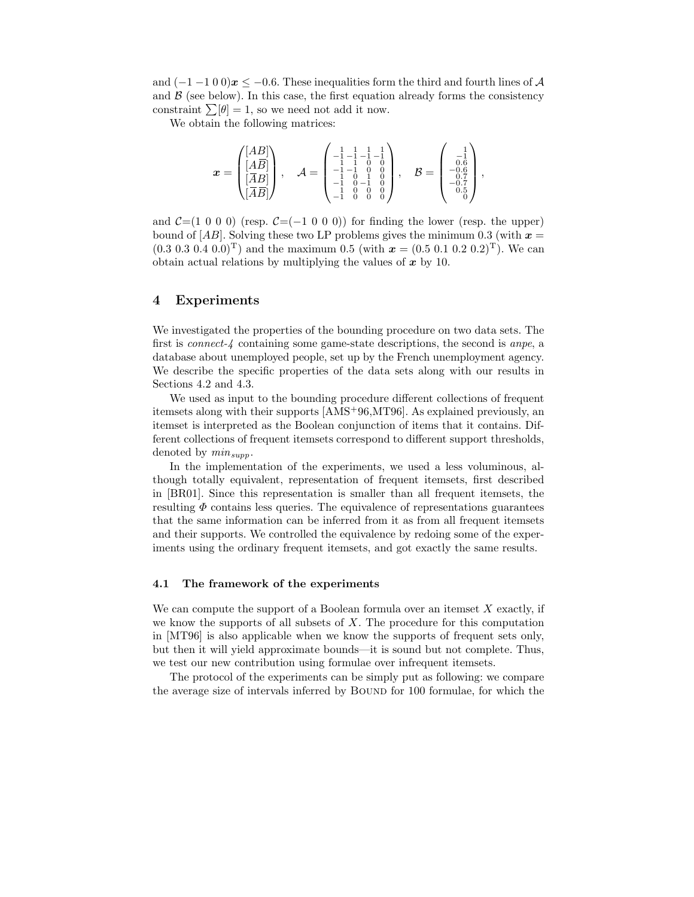and $(-1\ -1\ 0\ 0)\boldsymbol{x} \leq -0.6$. These inequalities form the third and fourth lines of $\mathcal{A}$ and $\mathcal{B}$ (see below). In this case, the first equation already forms the consistency constraint $\sum[\theta] = 1$, so we need not add it now.

We obtain the following matrices:

$$\boldsymbol{x} = \begin{pmatrix} [AB] \\ [A\overline{B}] \\ [\overline{A}B] \\ [\overline{A}\overline{B}] \end{pmatrix}, \quad \mathcal{A} = \begin{pmatrix} 1 & 1 & 1 & 1 \\ -1 & -1 & -1 & -1 \\ 1 & 1 & 0 & 0 \\ -1 & -1 & 0 & 0 \\ 1 & 0 & 1 & 0 \\ -1 & 0 & -1 & 0 \\ 1 & 0 & 0 & 0 \\ -1 & 0 & 0 & 0 \end{pmatrix}, \quad \mathcal{B} = \begin{pmatrix} 1 \\ -1 \\ 0.6 \\ -0.6 \\ 0.7 \\ -0.7 \\ 0.5 \\ 0 \end{pmatrix},$$

and $\mathcal{C}=(1\ 0\ 0\ 0)$ (resp. $\mathcal{C}=(-1\ 0\ 0\ 0)$) for finding the lower (resp. the upper) bound of $[AB]$. Solving these two LP problems gives the minimum 0.3 (with $\boldsymbol{x} = (0.3\ 0.3\ 0.4\ 0.0)^{\mathrm{T}}$) and the maximum 0.5 (with $\boldsymbol{x} = (0.5\ 0.1\ 0.2\ 0.2)^{\mathrm{T}}$). We can obtain actual relations by multiplying the values of $\boldsymbol{x}$ by 10.

## 4 Experiments

We investigated the properties of the bounding procedure on two data sets. The first is *connect-4* containing some game-state descriptions, the second is *anpe*, a database about unemployed people, set up by the French unemployment agency. We describe the specific properties of the data sets along with our results in Sections 4.2 and 4.3.

We used as input to the bounding procedure different collections of frequent itemsets along with their supports [AMS+96,MT96]. As explained previously, an itemset is interpreted as the Boolean conjunction of items that it contains. Different collections of frequent itemsets correspond to different support thresholds, denoted by $min_{supp}$.

In the implementation of the experiments, we used a less voluminous, although totally equivalent, representation of frequent itemsets, first described in [BR01]. Since this representation is smaller than all frequent itemsets, the resulting $\Phi$ contains less queries. The equivalence of representations guarantees that the same information can be inferred from it as from all frequent itemsets and their supports. We controlled the equivalence by redoing some of the experiments using the ordinary frequent itemsets, and got exactly the same results.

### 4.1 The framework of the experiments

We can compute the support of a Boolean formula over an itemset $X$ exactly, if we know the supports of all subsets of $X$. The procedure for this computation in [MT96] is also applicable when we know the supports of frequent sets only, but then it will yield approximate bounds—it is sound but not complete. Thus, we test our new contribution using formulae over infrequent itemsets.

The protocol of the experiments can be simply put as following: we compare the average size of intervals inferred by Bound for 100 formulae, for which the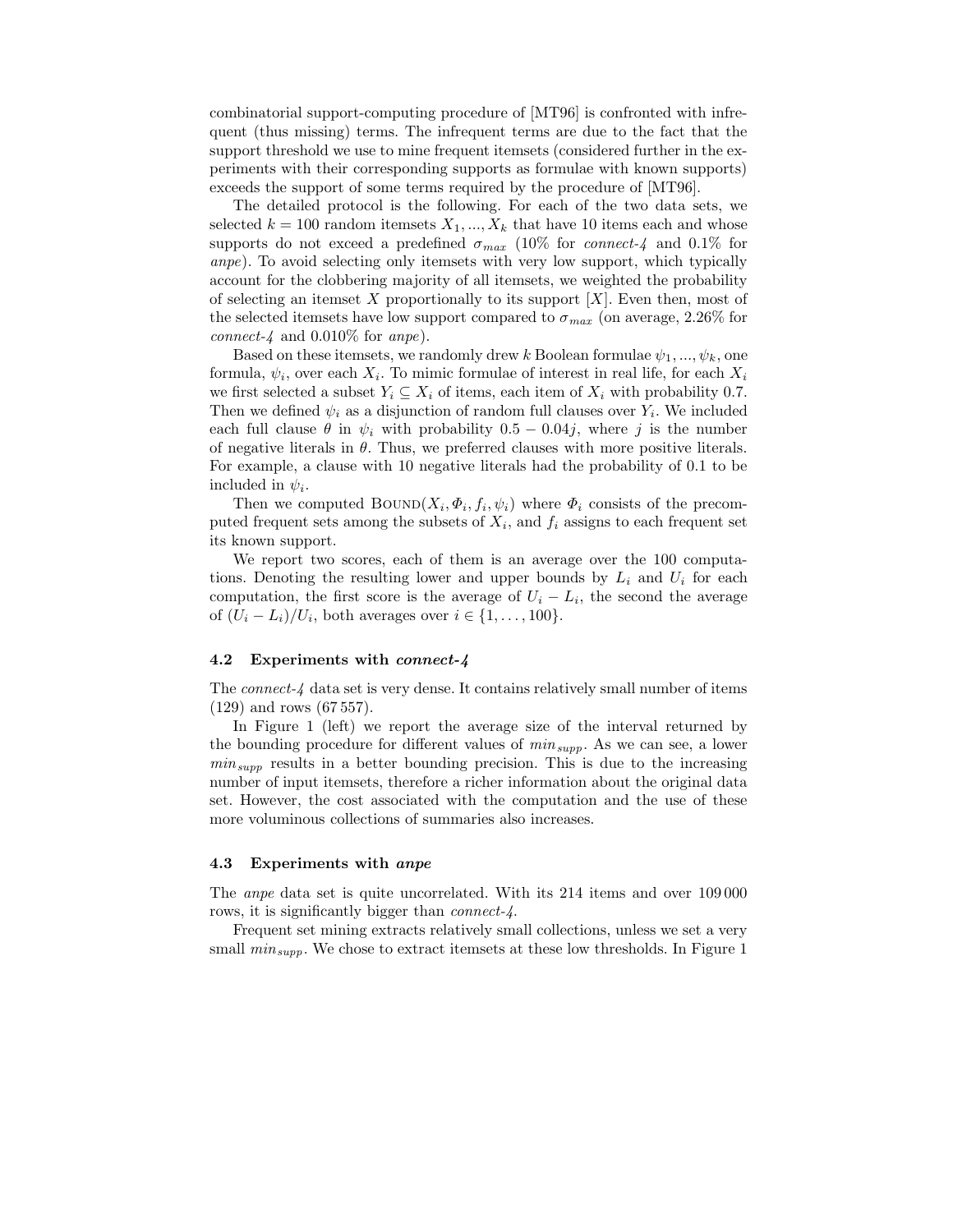combinatorial support-computing procedure of [MT96] is confronted with infrequent (thus missing) terms. The infrequent terms are due to the fact that the support threshold we use to mine frequent itemsets (considered further in the experiments with their corresponding supports as formulae with known supports) exceeds the support of some terms required by the procedure of [MT96].

The detailed protocol is the following. For each of the two data sets, we selected $k = 100$ random itemsets $X_1, ..., X_k$ that have 10 items each and whose supports do not exceed a predefined $\sigma_{max}$ (10% for *connect-4* and 0.1% for *anpe*). To avoid selecting only itemsets with very low support, which typically account for the clobbering majority of all itemsets, we weighted the probability of selecting an itemset $X$ proportionally to its support $[X]$. Even then, most of the selected itemsets have low support compared to $\sigma_{max}$ (on average, 2.26% for *connect-4* and 0.010% for *anpe*).

Based on these itemsets, we randomly drew $k$ Boolean formulae $\psi_1, ..., \psi_k$, one formula, $\psi_i$, over each $X_i$. To mimic formulae of interest in real life, for each $X_i$ we first selected a subset $Y_i \subseteq X_i$ of items, each item of $X_i$ with probability 0.7. Then we defined $\psi_i$ as a disjunction of random full clauses over $Y_i$. We included each full clause $\theta$ in $\psi_i$ with probability $0.5 - 0.04j$, where $j$ is the number of negative literals in $\theta$. Thus, we preferred clauses with more positive literals. For example, a clause with 10 negative literals had the probability of 0.1 to be included in $\psi_i$.

Then we computed $\textsc{Bound}(X_i, \Phi_i, f_i, \psi_i)$ where $\Phi_i$ consists of the precomputed frequent sets among the subsets of $X_i$, and $f_i$ assigns to each frequent set its known support.

We report two scores, each of them is an average over the 100 computations. Denoting the resulting lower and upper bounds by $L_i$ and $U_i$ for each computation, the first score is the average of $U_i - L_i$, the second the average of $(U_i - L_i)/U_i$, both averages over $i \in \{1, \ldots, 100\}$.

### 4.2 Experiments with *connect-4*

The *connect-4* data set is very dense. It contains relatively small number of items (129) and rows (67 557).

In Figure 1 (left) we report the average size of the interval returned by the bounding procedure for different values of $min_{supp}$. As we can see, a lower $min_{supp}$ results in a better bounding precision. This is due to the increasing number of input itemsets, therefore a richer information about the original data set. However, the cost associated with the computation and the use of these more voluminous collections of summaries also increases.

### 4.3 Experiments with *anpe*

The *anpe* data set is quite uncorrelated. With its 214 items and over 109 000 rows, it is significantly bigger than *connect-4*.

Frequent set mining extracts relatively small collections, unless we set a very small $min_{supp}$. We chose to extract itemsets at these low thresholds. In Figure 1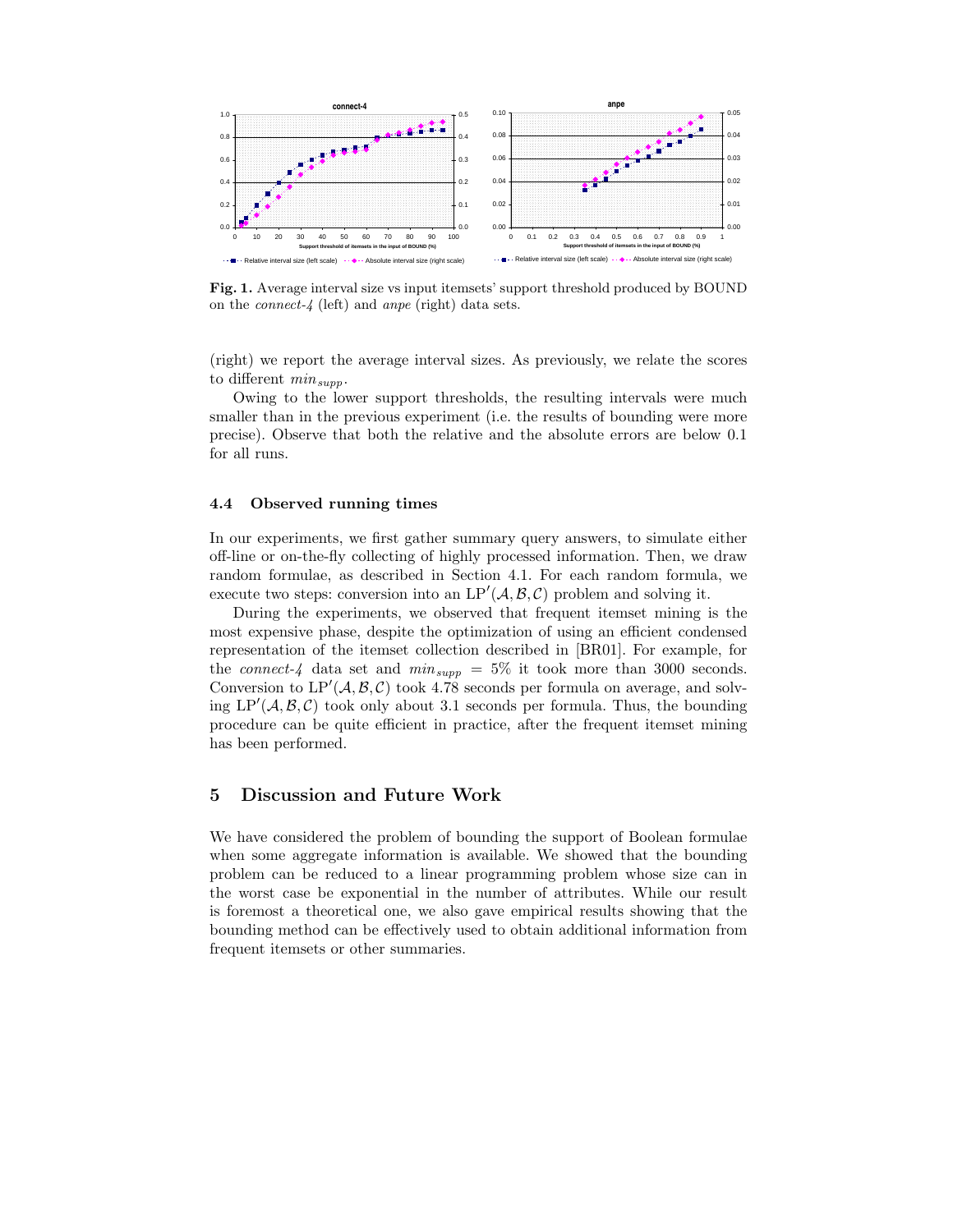**Fig. 1.** Average interval size vs input itemsets' support threshold produced by BOUND on the *connect-4* (left) and *anpe* (right) data sets.

(right) we report the average interval sizes. As previously, we relate the scores to different $min_{supp}$.

Owing to the lower support thresholds, the resulting intervals were much smaller than in the previous experiment (i.e. the results of bounding were more precise). Observe that both the relative and the absolute errors are below 0.1 for all runs.

### 4.4 Observed running times

In our experiments, we first gather summary query answers, to simulate either off-line or on-the-fly collecting of highly processed information. Then, we draw random formulae, as described in Section 4.1. For each random formula, we execute two steps: conversion into an $\mathrm{LP}'(\mathcal{A}, \mathcal{B}, \mathcal{C})$ problem and solving it.

During the experiments, we observed that frequent itemset mining is the most expensive phase, despite the optimization of using an efficient condensed representation of the itemset collection described in [BR01]. For example, for the *connect-4* data set and $min_{supp} = 5\%$ it took more than 3000 seconds. Conversion to $\mathrm{LP}'(\mathcal{A}, \mathcal{B}, \mathcal{C})$ took 4.78 seconds per formula on average, and solving $\mathrm{LP}'(\mathcal{A}, \mathcal{B}, \mathcal{C})$ took only about 3.1 seconds per formula. Thus, the bounding procedure can be quite efficient in practice, after the frequent itemset mining has been performed.

## 5 Discussion and Future Work

We have considered the problem of bounding the support of Boolean formulae when some aggregate information is available. We showed that the bounding problem can be reduced to a linear programming problem whose size can in the worst case be exponential in the number of attributes. While our result is foremost a theoretical one, we also gave empirical results showing that the bounding method can be effectively used to obtain additional information from frequent itemsets or other summaries.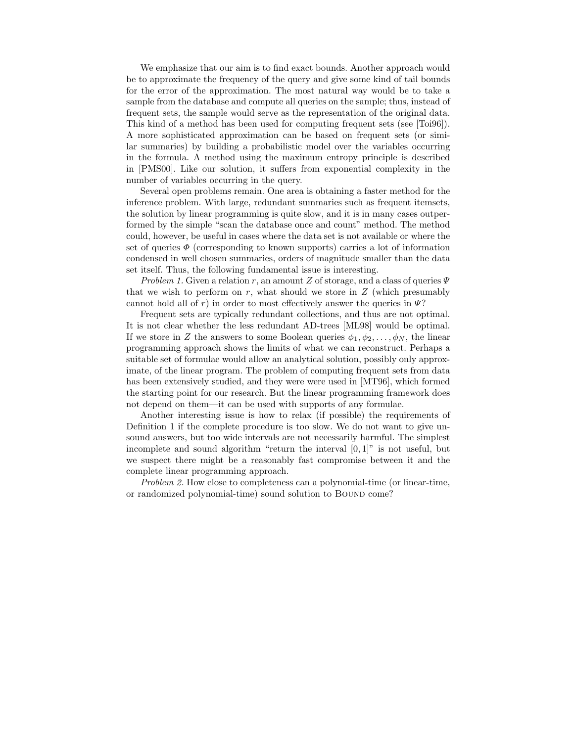We emphasize that our aim is to find exact bounds. Another approach would be to approximate the frequency of the query and give some kind of tail bounds for the error of the approximation. The most natural way would be to take a sample from the database and compute all queries on the sample; thus, instead of frequent sets, the sample would serve as the representation of the original data. This kind of a method has been used for computing frequent sets (see [Toi96]). A more sophisticated approximation can be based on frequent sets (or similar summaries) by building a probabilistic model over the variables occurring in the formula. A method using the maximum entropy principle is described in [PMS00]. Like our solution, it suffers from exponential complexity in the number of variables occurring in the query.

Several open problems remain. One area is obtaining a faster method for the inference problem. With large, redundant summaries such as frequent itemsets, the solution by linear programming is quite slow, and it is in many cases outperformed by the simple "scan the database once and count" method. The method could, however, be useful in cases where the data set is not available or where the set of queries $\Phi$ (corresponding to known supports) carries a lot of information condensed in well chosen summaries, orders of magnitude smaller than the data set itself. Thus, the following fundamental issue is interesting.

*Problem 1.* Given a relation $r$, an amount $Z$ of storage, and a class of queries $\Psi$ that we wish to perform on $r$, what should we store in $Z$ (which presumably cannot hold all of $r$) in order to most effectively answer the queries in $\Psi$?

Frequent sets are typically redundant collections, and thus are not optimal. It is not clear whether the less redundant AD-trees [ML98] would be optimal. If we store in $Z$ the answers to some Boolean queries $\phi_1, \phi_2, \ldots, \phi_N$, the linear programming approach shows the limits of what we can reconstruct. Perhaps a suitable set of formulae would allow an analytical solution, possibly only approximate, of the linear program. The problem of computing frequent sets from data has been extensively studied, and they were were used in [MT96], which formed the starting point for our research. But the linear programming framework does not depend on them—it can be used with supports of any formulae.

Another interesting issue is how to relax (if possible) the requirements of Definition 1 if the complete procedure is too slow. We do not want to give unsound answers, but too wide intervals are not necessarily harmful. The simplest incomplete and sound algorithm "return the interval $[0, 1]$" is not useful, but we suspect there might be a reasonably fast compromise between it and the complete linear programming approach.

*Problem 2.* How close to completeness can a polynomial-time (or linear-time, or randomized polynomial-time) sound solution to BOUND come?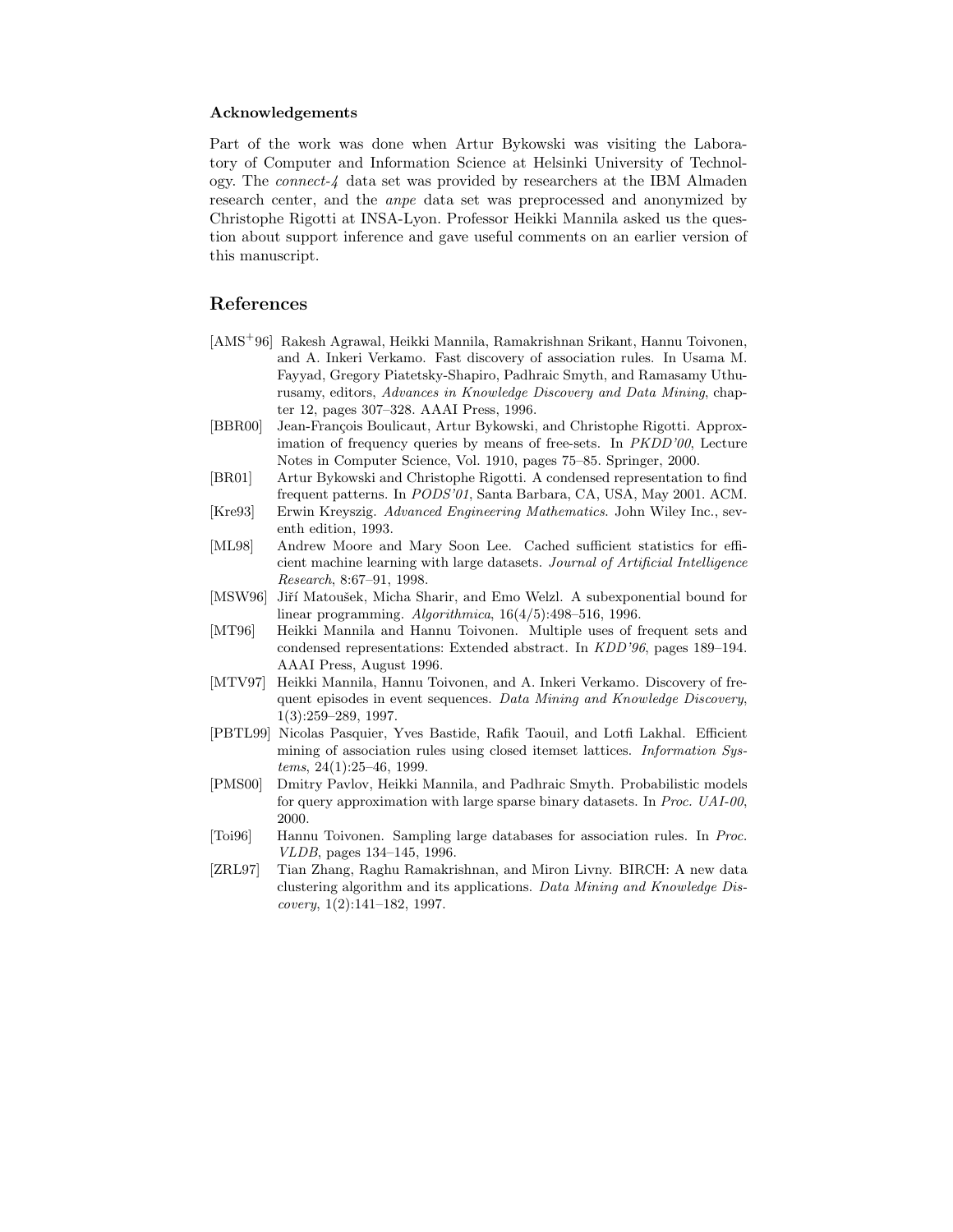### Acknowledgements

Part of the work was done when Artur Bykowski was visiting the Laboratory of Computer and Information Science at Helsinki University of Technology. The *connect-4* data set was provided by researchers at the IBM Almaden research center, and the *anpe* data set was preprocessed and anonymized by Christophe Rigotti at INSA-Lyon. Professor Heikki Mannila asked us the question about support inference and gave useful comments on an earlier version of this manuscript.

## References

[AMS+96] Rakesh Agrawal, Heikki Mannila, Ramakrishnan Srikant, Hannu Toivonen, and A. Inkeri Verkamo. Fast discovery of association rules. In Usama M. Fayyad, Gregory Piatetsky-Shapiro, Padhraic Smyth, and Ramasamy Uthurusamy, editors, *Advances in Knowledge Discovery and Data Mining*, chapter 12, pages 307–328. AAAI Press, 1996.

[BBR00] Jean-François Boulicaut, Artur Bykowski, and Christophe Rigotti. Approximation of frequency queries by means of free-sets. In *PKDD'00*, Lecture Notes in Computer Science, Vol. 1910, pages 75–85. Springer, 2000.

[BR01] Artur Bykowski and Christophe Rigotti. A condensed representation to find frequent patterns. In *PODS'01*, Santa Barbara, CA, USA, May 2001. ACM.

[Kre93] Erwin Kreyszig. *Advanced Engineering Mathematics*. John Wiley Inc., seventh edition, 1993.

[ML98] Andrew Moore and Mary Soon Lee. Cached sufficient statistics for efficient machine learning with large datasets. *Journal of Artificial Intelligence Research*, 8:67–91, 1998.

[MSW96] Jiří Matoušek, Micha Sharir, and Emo Welzl. A subexponential bound for linear programming. *Algorithmica*, 16(4/5):498–516, 1996.

[MT96] Heikki Mannila and Hannu Toivonen. Multiple uses of frequent sets and condensed representations: Extended abstract. In *KDD'96*, pages 189–194. AAAI Press, August 1996.

[MTV97] Heikki Mannila, Hannu Toivonen, and A. Inkeri Verkamo. Discovery of frequent episodes in event sequences. *Data Mining and Knowledge Discovery*, 1(3):259–289, 1997.

[PBTL99] Nicolas Pasquier, Yves Bastide, Rafik Taouil, and Lotfi Lakhal. Efficient mining of association rules using closed itemset lattices. *Information Systems*, 24(1):25–46, 1999.

[PMS00] Dmitry Pavlov, Heikki Mannila, and Padhraic Smyth. Probabilistic models for query approximation with large sparse binary datasets. In *Proc. UAI-00*, 2000.

[Toi96] Hannu Toivonen. Sampling large databases for association rules. In *Proc. VLDB*, pages 134–145, 1996.

[ZRL97] Tian Zhang, Raghu Ramakrishnan, and Miron Livny. BIRCH: A new data clustering algorithm and its applications. *Data Mining and Knowledge Discovery*, 1(2):141–182, 1997.